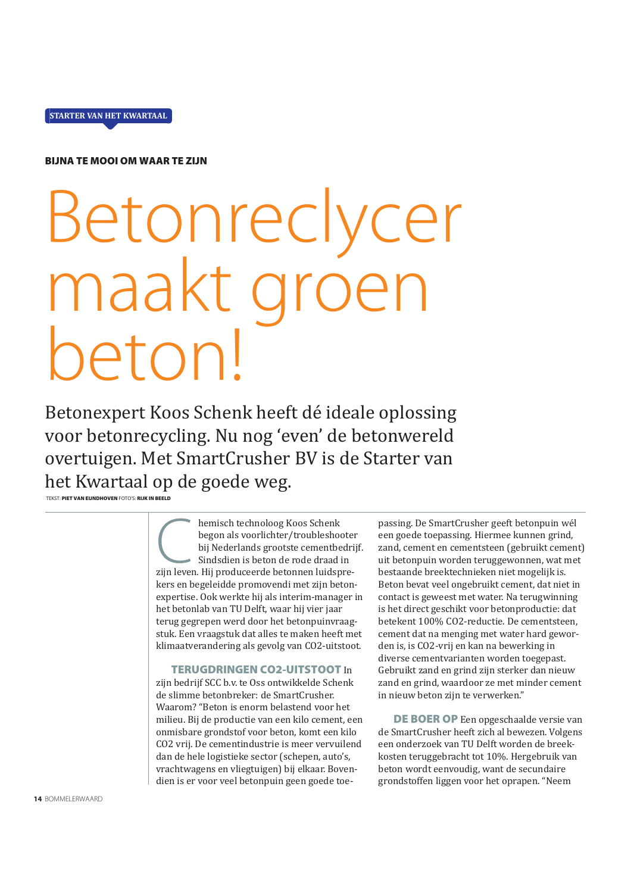STARTER VAN HET KWARTAAL

**BIJNA TE MOOI OM WAAR TE ZIJN**

# Betonreclycer maakt groen beton!

Betonexpert Koos Schenk heeft dé ideale oplossing voor betonrecycling. Nu nog 'even' de betonwereld overtuigen. Met SmartCrusher BV is de Starter van het Kwartaal op de goede weg.

TEKST: **PIET VAN EIJNDHOVEN** FOTO'S: **RIJK IN BEELD**

Chemisch technoloog Koos Schenk begon als voorlichter/troubleshooter bij Nederlands grootste cementbedrijf. Sindsdien is beton de rode draad in zijn leven. Hij produceerde betonnen luidsprekers en begeleidde promovendi met zijn betonexpertise. Ook werkte hij als interim-manager in het betonlab van TU Delft, waar hij vier jaar terug gegrepen werd door het betonpuinvraagstuk. Een vraagstuk dat alles te maken heeft met klimaatverandering als gevolg van CO2-uitstoot.

**TERUGDRINGEN CO2-UITSTOOT** In zijn bedrijf SCC b.v. te Oss ontwikkelde Schenk de slimme betonbreker: de SmartCrusher. Waarom? "Beton is enorm belastend voor het milieu. Bij de productie van een kilo cement, een onmisbare grondstof voor beton, komt een kilo CO2 vrij. De cementindustrie is meer vervuilend dan de hele logistieke sector (schepen, auto's, vrachtwagens en vliegtuigen) bij elkaar. Bovendien is er voor veel betonpuin geen goede toepassing. De SmartCrusher geeft betonpuin wél een goede toepassing. Hiermee kunnen grind, zand, cement en cementsteen (gebruikt cement) uit betonpuin worden teruggewonnen, wat met bestaande breektechnieken niet mogelijk is. Beton bevat veel ongebruikt cement, dat niet in contact is geweest met water. Na terugwinning is het direct geschikt voor betonproductie: dat betekent 100% CO2-reductie. De cementsteen, cement dat na menging met water hard geworden is, is CO2-vrij en kan na bewerking in diverse cementvarianten worden toegepast. Gebruikt zand en grind zijn sterker dan nieuw zand en grind, waardoor ze met minder cement in nieuw beton zijn te verwerken."

**DE BOER OP** Een opgeschaalde versie van de SmartCrusher heeft zich al bewezen. Volgens een onderzoek van TU Delft worden de breekkosten teruggebracht tot 10%. Hergebruik van beton wordt eenvoudig, want de secundaire grondstoffen liggen voor het oprapen. "Neem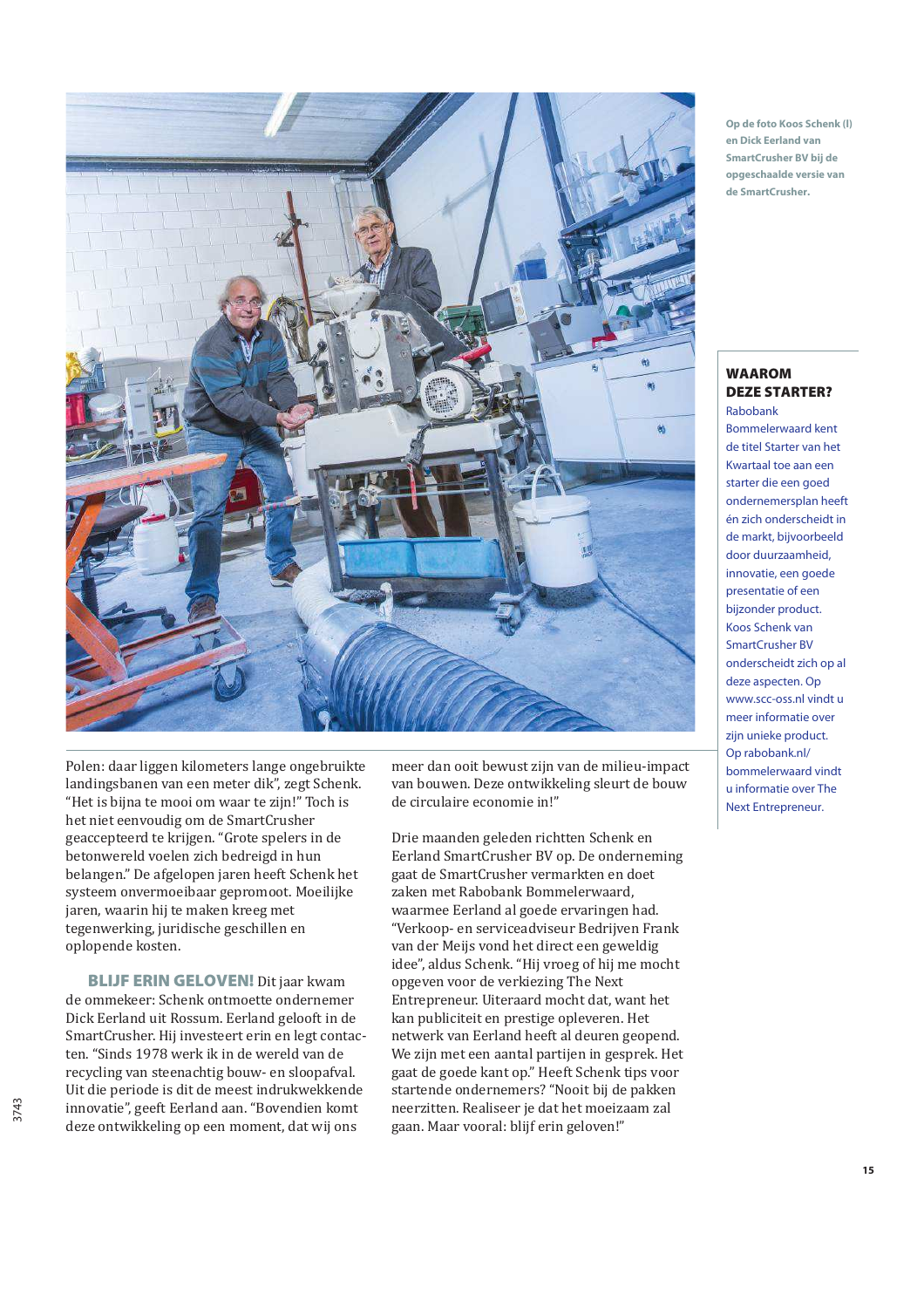Op de foto Koos Schenk (l) en Dick Eerland van SmartCrusher BV bij de opgeschaalde versie van de SmartCrusher.

Polen: daar liggen kilometers lange ongebruikte landingsbanen van een meter dik", zegt Schenk. "Het is bijna te mooi om waar te zijn!" Toch is het niet eenvoudig om de SmartCrusher geaccepteerd te krijgen. "Grote spelers in de betonwereld voelen zich bedreigd in hun belangen." De afgelopen jaren heeft Schenk het systeem onvermoeibaar gepromoot. Moeilijke jaren, waarin hij te maken kreeg met tegenwerking, juridische geschillen en oplopende kosten.

**BLIJF ERIN GELOVEN!** Dit jaar kwam de ommekeer: Schenk ontmoette ondernemer Dick Eerland uit Rossum. Eerland gelooft in de SmartCrusher. Hij investeert erin en legt contacten. "Sinds 1978 werk ik in de wereld van de recycling van steenachtig bouw- en sloopafval. Uit die periode is dit de meest indrukwekkende innovatie", geeft Eerland aan. "Bovendien komt deze ontwikkeling op een moment, dat wij ons meer dan ooit bewust zijn van de milieu-impact van bouwen. Deze ontwikkeling sleurt de bouw de circulaire economie in!"

Drie maanden geleden richtten Schenk en Eerland SmartCrusher BV op. De onderneming gaat de SmartCrusher vermarkten en doet zaken met Rabobank Bommelerwaard, waarmee Eerland al goede ervaringen had. "Verkoop- en serviceadviseur Bedrijven Frank van der Meijs vond het direct een geweldig idee", aldus Schenk. "Hij vroeg of hij me mocht opgeven voor de verkiezing The Next Entrepreneur. Uiteraard mocht dat, want het kan publiciteit en prestige opleveren. Het netwerk van Eerland heeft al deuren geopend. We zijn met een aantal partijen in gesprek. Het gaat de goede kant op." Heeft Schenk tips voor startende ondernemers? "Nooit bij de pakken neerzitten. Realiseer je dat het moeizaam zal gaan. Maar vooral: blijf erin geloven!"

## WAAROM DEZE STARTER?

Rabobank Bommelerwaard kent de titel Starter van het Kwartaal toe aan een starter die een goed ondernemersplan heeft én zich onderscheidt in de markt, bijvoorbeeld door duurzaamheid, innovatie, een goede presentatie of een bijzonder product. Koos Schenk van SmartCrusher BV onderscheidt zich op al deze aspecten. Op www.scc-oss.nl vindt u meer informatie over zijn unieke product. Op rabobank.nl/bommelerwaard vindt u informatie over The Next Entrepreneur.